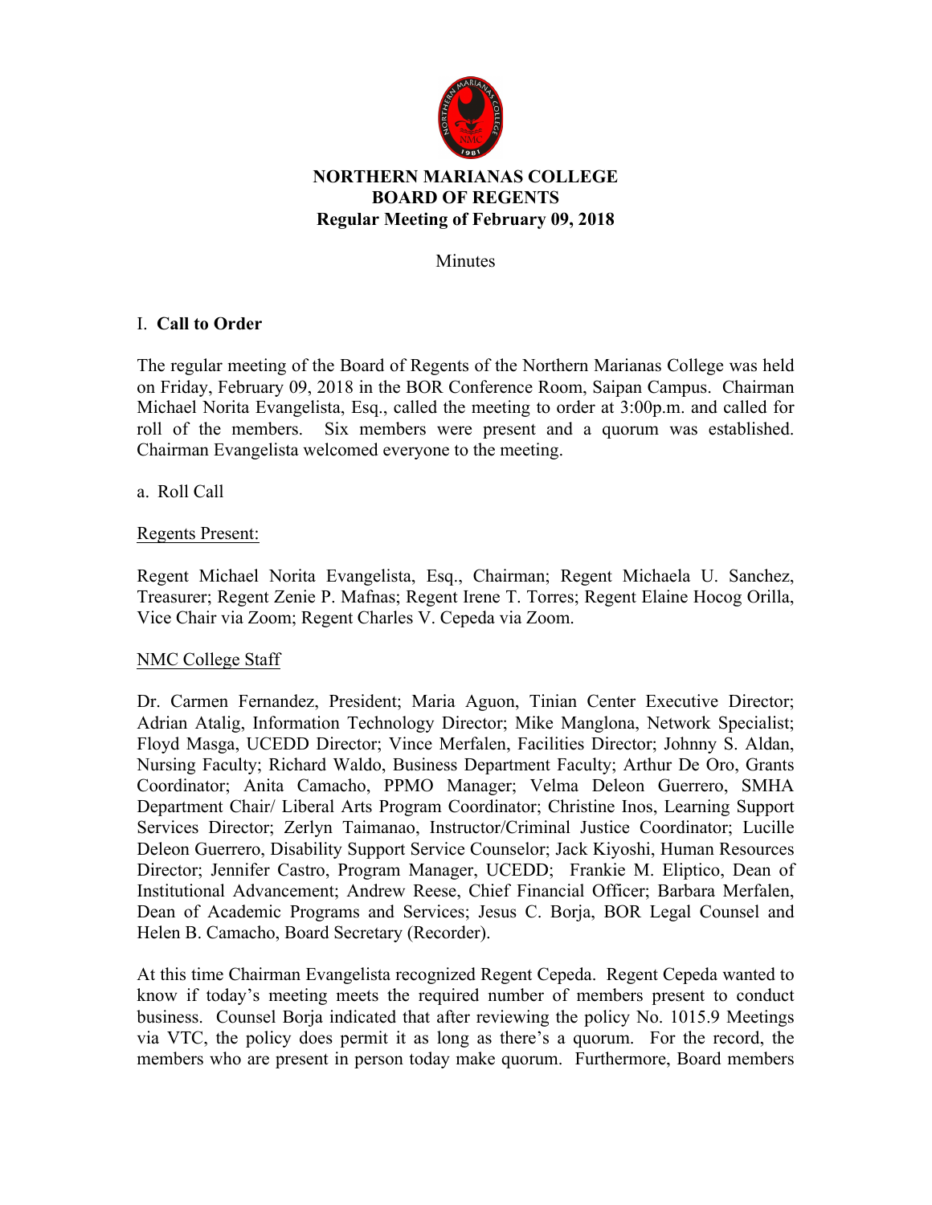# NORTHERN MARIANAS COLLEGE
## BOARD OF REGENTS
### Regular Meeting of February 09, 2018

Minutes

## I. **Call to Order**

The regular meeting of the Board of Regents of the Northern Marianas College was held on Friday, February 09, 2018 in the BOR Conference Room, Saipan Campus. Chairman Michael Norita Evangelista, Esq., called the meeting to order at 3:00p.m. and called for roll of the members. Six members were present and a quorum was established. Chairman Evangelista welcomed everyone to the meeting.

a. Roll Call

Regents Present:

Regent Michael Norita Evangelista, Esq., Chairman; Regent Michaela U. Sanchez, Treasurer; Regent Zenie P. Mafnas; Regent Irene T. Torres; Regent Elaine Hocog Orilla, Vice Chair via Zoom; Regent Charles V. Cepeda via Zoom.

NMC College Staff

Dr. Carmen Fernandez, President; Maria Aguon, Tinian Center Executive Director; Adrian Atalig, Information Technology Director; Mike Manglona, Network Specialist; Floyd Masga, UCEDD Director; Vince Merfalen, Facilities Director; Johnny S. Aldan, Nursing Faculty; Richard Waldo, Business Department Faculty; Arthur De Oro, Grants Coordinator; Anita Camacho, PPMO Manager; Velma Deleon Guerrero, SMHA Department Chair/ Liberal Arts Program Coordinator; Christine Inos, Learning Support Services Director; Zerlyn Taimanao, Instructor/Criminal Justice Coordinator; Lucille Deleon Guerrero, Disability Support Service Counselor; Jack Kiyoshi, Human Resources Director; Jennifer Castro, Program Manager, UCEDD; Frankie M. Eliptico, Dean of Institutional Advancement; Andrew Reese, Chief Financial Officer; Barbara Merfalen, Dean of Academic Programs and Services; Jesus C. Borja, BOR Legal Counsel and Helen B. Camacho, Board Secretary (Recorder).

At this time Chairman Evangelista recognized Regent Cepeda. Regent Cepeda wanted to know if today's meeting meets the required number of members present to conduct business. Counsel Borja indicated that after reviewing the policy No. 1015.9 Meetings via VTC, the policy does permit it as long as there's a quorum. For the record, the members who are present in person today make quorum. Furthermore, Board members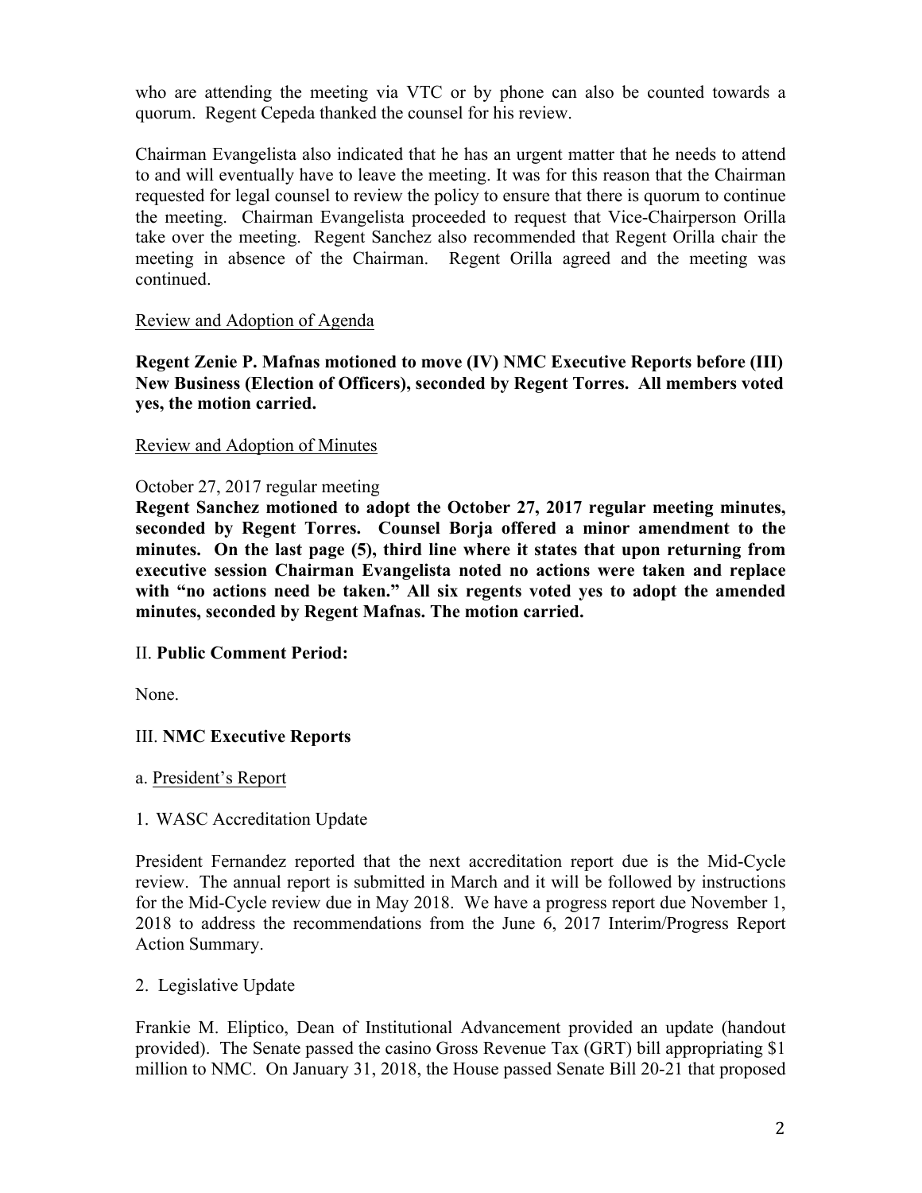who are attending the meeting via VTC or by phone can also be counted towards a quorum. Regent Cepeda thanked the counsel for his review.

Chairman Evangelista also indicated that he has an urgent matter that he needs to attend to and will eventually have to leave the meeting. It was for this reason that the Chairman requested for legal counsel to review the policy to ensure that there is quorum to continue the meeting. Chairman Evangelista proceeded to request that Vice-Chairperson Orilla take over the meeting. Regent Sanchez also recommended that Regent Orilla chair the meeting in absence of the Chairman. Regent Orilla agreed and the meeting was continued.

Review and Adoption of Agenda

**Regent Zenie P. Mafnas motioned to move (IV) NMC Executive Reports before (III) New Business (Election of Officers), seconded by Regent Torres. All members voted yes, the motion carried.**

Review and Adoption of Minutes

October 27, 2017 regular meeting

**Regent Sanchez motioned to adopt the October 27, 2017 regular meeting minutes, seconded by Regent Torres. Counsel Borja offered a minor amendment to the minutes. On the last page (5), third line where it states that upon returning from executive session Chairman Evangelista noted no actions were taken and replace with "no actions need be taken." All six regents voted yes to adopt the amended minutes, seconded by Regent Mafnas. The motion carried.**

II. **Public Comment Period:**

None.

III. **NMC Executive Reports**

a. President's Report

1. WASC Accreditation Update

President Fernandez reported that the next accreditation report due is the Mid-Cycle review. The annual report is submitted in March and it will be followed by instructions for the Mid-Cycle review due in May 2018. We have a progress report due November 1, 2018 to address the recommendations from the June 6, 2017 Interim/Progress Report Action Summary.

2. Legislative Update

Frankie M. Eliptico, Dean of Institutional Advancement provided an update (handout provided). The Senate passed the casino Gross Revenue Tax (GRT) bill appropriating $1 million to NMC. On January 31, 2018, the House passed Senate Bill 20-21 that proposed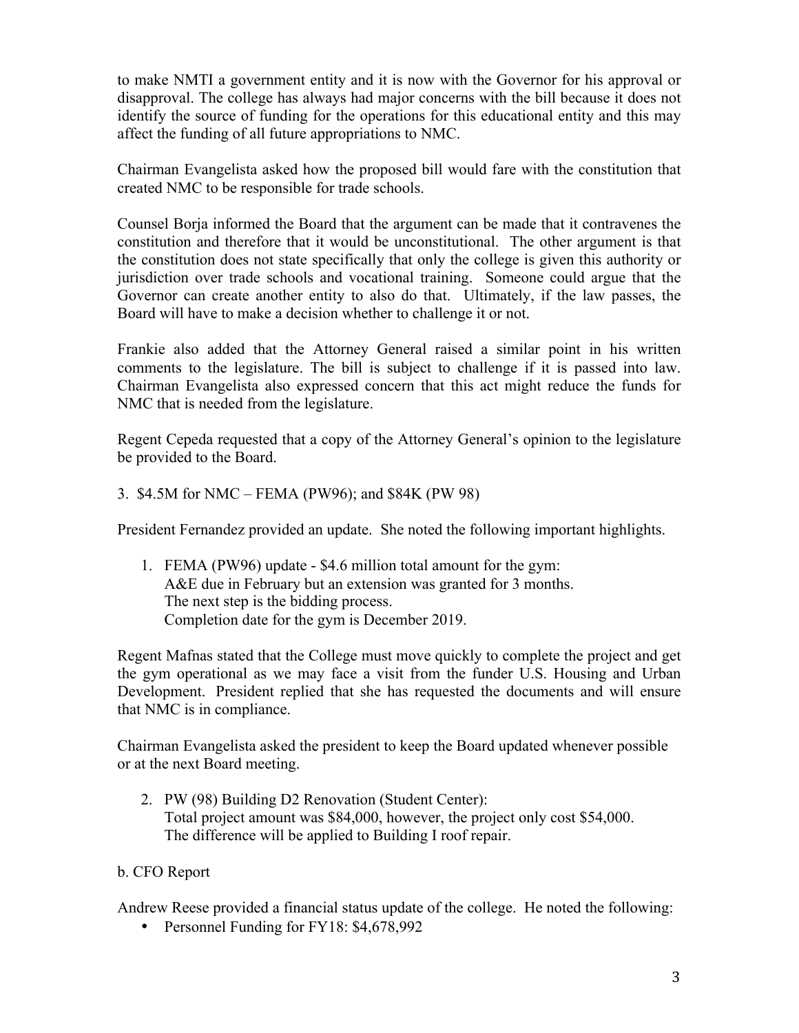to make NMTI a government entity and it is now with the Governor for his approval or disapproval. The college has always had major concerns with the bill because it does not identify the source of funding for the operations for this educational entity and this may affect the funding of all future appropriations to NMC.

Chairman Evangelista asked how the proposed bill would fare with the constitution that created NMC to be responsible for trade schools.

Counsel Borja informed the Board that the argument can be made that it contravenes the constitution and therefore that it would be unconstitutional. The other argument is that the constitution does not state specifically that only the college is given this authority or jurisdiction over trade schools and vocational training. Someone could argue that the Governor can create another entity to also do that. Ultimately, if the law passes, the Board will have to make a decision whether to challenge it or not.

Frankie also added that the Attorney General raised a similar point in his written comments to the legislature. The bill is subject to challenge if it is passed into law. Chairman Evangelista also expressed concern that this act might reduce the funds for NMC that is needed from the legislature.

Regent Cepeda requested that a copy of the Attorney General's opinion to the legislature be provided to the Board.

3. $4.5M for NMC – FEMA (PW96); and $84K (PW 98)

President Fernandez provided an update. She noted the following important highlights.

1. FEMA (PW96) update - $4.6 million total amount for the gym:
   A&E due in February but an extension was granted for 3 months.
   The next step is the bidding process.
   Completion date for the gym is December 2019.

Regent Mafnas stated that the College must move quickly to complete the project and get the gym operational as we may face a visit from the funder U.S. Housing and Urban Development. President replied that she has requested the documents and will ensure that NMC is in compliance.

Chairman Evangelista asked the president to keep the Board updated whenever possible or at the next Board meeting.

2. PW (98) Building D2 Renovation (Student Center):
   Total project amount was $84,000, however, the project only cost $54,000.
   The difference will be applied to Building I roof repair.

b. CFO Report

Andrew Reese provided a financial status update of the college. He noted the following:

- Personnel Funding for FY18: $4,678,992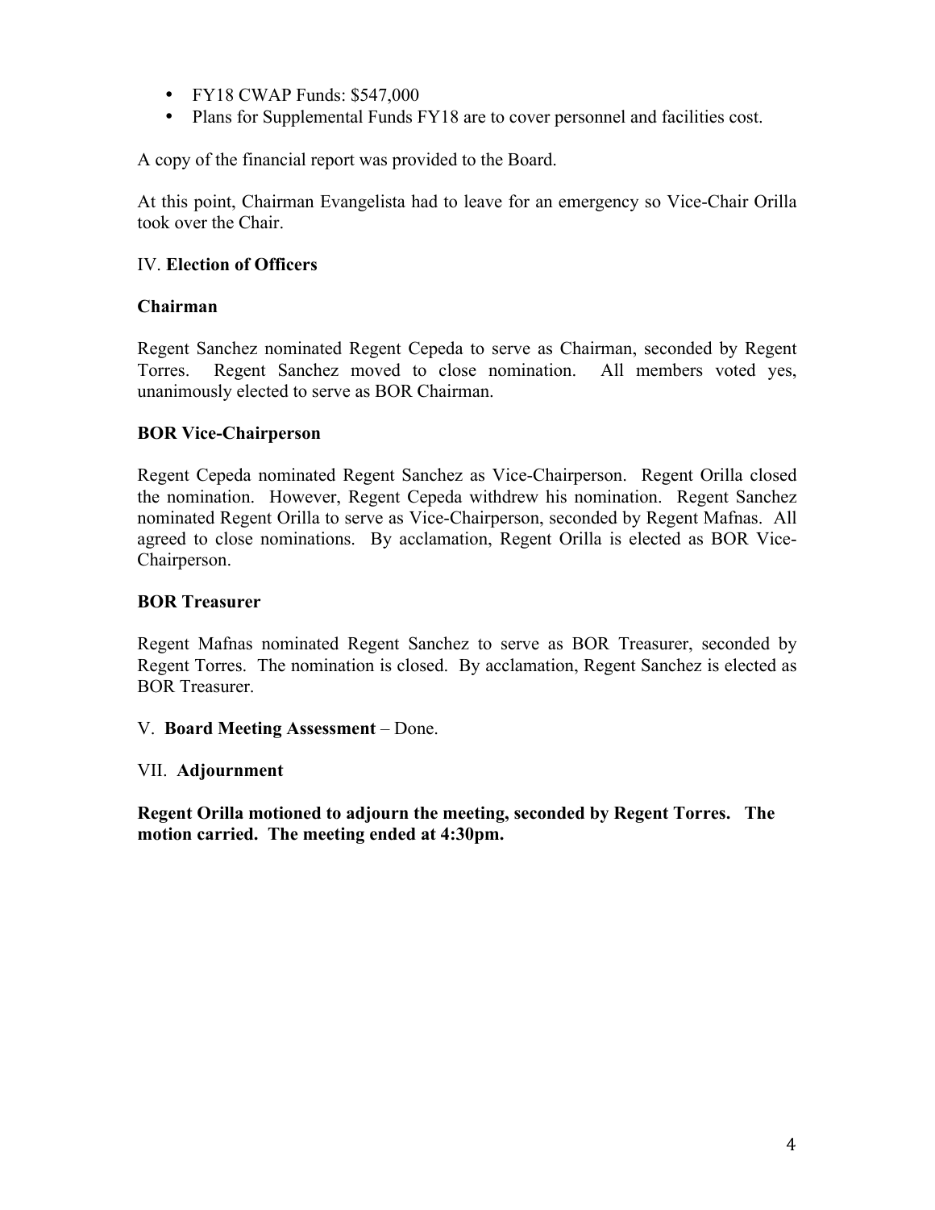- FY18 CWAP Funds: $547,000
- Plans for Supplemental Funds FY18 are to cover personnel and facilities cost.

A copy of the financial report was provided to the Board.

At this point, Chairman Evangelista had to leave for an emergency so Vice-Chair Orilla took over the Chair.

IV. **Election of Officers**

**Chairman**

Regent Sanchez nominated Regent Cepeda to serve as Chairman, seconded by Regent Torres. Regent Sanchez moved to close nomination. All members voted yes, unanimously elected to serve as BOR Chairman.

**BOR Vice-Chairperson**

Regent Cepeda nominated Regent Sanchez as Vice-Chairperson. Regent Orilla closed the nomination. However, Regent Cepeda withdrew his nomination. Regent Sanchez nominated Regent Orilla to serve as Vice-Chairperson, seconded by Regent Mafnas. All agreed to close nominations. By acclamation, Regent Orilla is elected as BOR Vice-Chairperson.

**BOR Treasurer**

Regent Mafnas nominated Regent Sanchez to serve as BOR Treasurer, seconded by Regent Torres. The nomination is closed. By acclamation, Regent Sanchez is elected as BOR Treasurer.

V. **Board Meeting Assessment** – Done.

VII. **Adjournment**

**Regent Orilla motioned to adjourn the meeting, seconded by Regent Torres. The motion carried. The meeting ended at 4:30pm.**